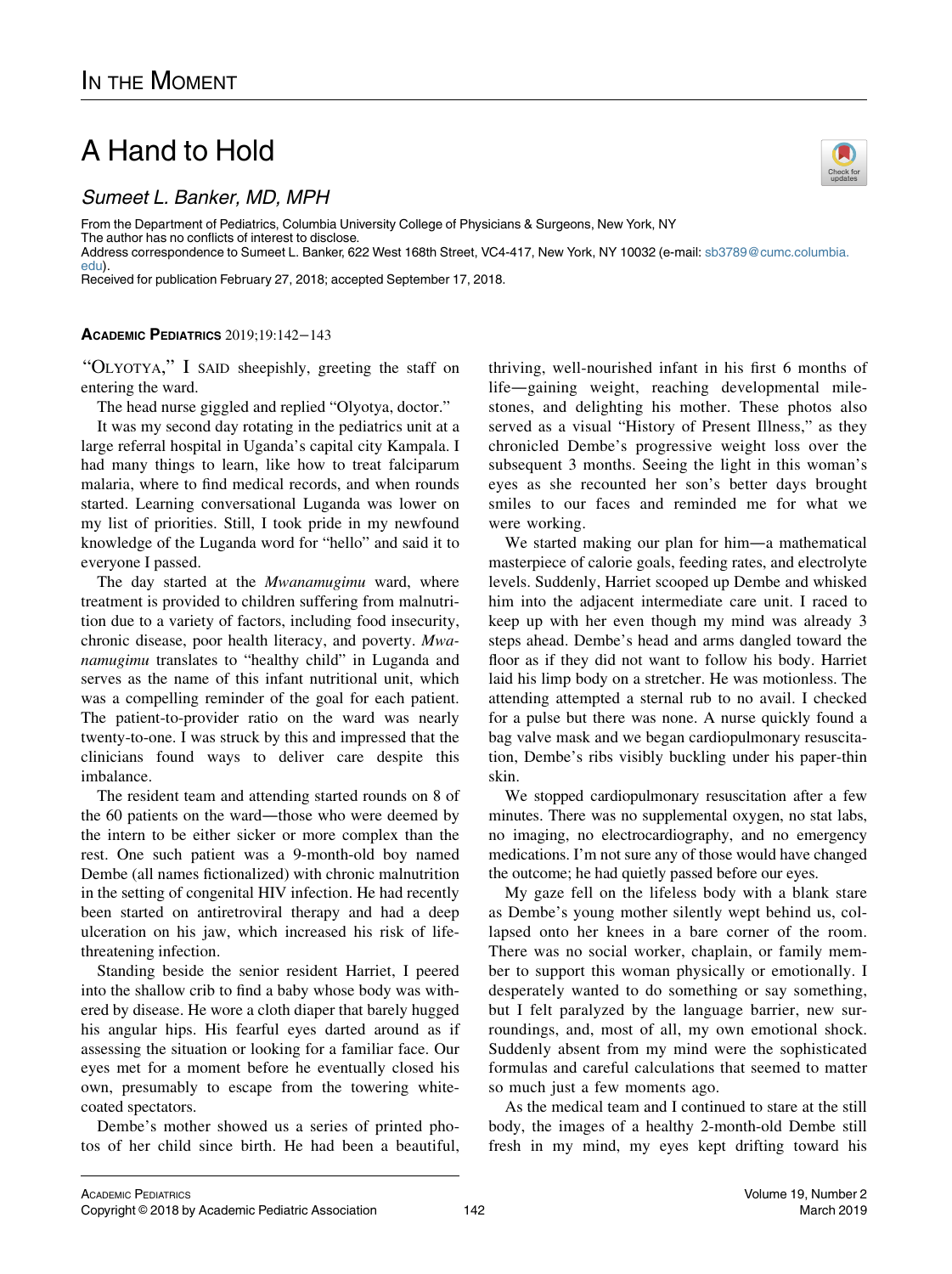# In the Moment

# A Hand to Hold

*Sumeet L. Banker, MD, MPH*

From the Department of Pediatrics, Columbia University College of Physicians & Surgeons, New York, NY
The author has no conflicts of interest to disclose.
Address correspondence to Sumeet L. Banker, 622 West 168th Street, VC4-417, New York, NY 10032 (e-mail: sb3789@cumc.columbia.edu).
Received for publication February 27, 2018; accepted September 17, 2018.

**Academic Pediatrics** 2019;19:142−143

"Olyotya," I said sheepishly, greeting the staff on entering the ward.

The head nurse giggled and replied "Olyotya, doctor."

It was my second day rotating in the pediatrics unit at a large referral hospital in Uganda's capital city Kampala. I had many things to learn, like how to treat falciparum malaria, where to find medical records, and when rounds started. Learning conversational Luganda was lower on my list of priorities. Still, I took pride in my newfound knowledge of the Luganda word for "hello" and said it to everyone I passed.

The day started at the *Mwanamugimu* ward, where treatment is provided to children suffering from malnutrition due to a variety of factors, including food insecurity, chronic disease, poor health literacy, and poverty. *Mwanamugimu* translates to "healthy child" in Luganda and serves as the name of this infant nutritional unit, which was a compelling reminder of the goal for each patient. The patient-to-provider ratio on the ward was nearly twenty-to-one. I was struck by this and impressed that the clinicians found ways to deliver care despite this imbalance.

The resident team and attending started rounds on 8 of the 60 patients on the ward—those who were deemed by the intern to be either sicker or more complex than the rest. One such patient was a 9-month-old boy named Dembe (all names fictionalized) with chronic malnutrition in the setting of congenital HIV infection. He had recently been started on antiretroviral therapy and had a deep ulceration on his jaw, which increased his risk of life-threatening infection.

Standing beside the senior resident Harriet, I peered into the shallow crib to find a baby whose body was withered by disease. He wore a cloth diaper that barely hugged his angular hips. His fearful eyes darted around as if assessing the situation or looking for a familiar face. Our eyes met for a moment before he eventually closed his own, presumably to escape from the towering white-coated spectators.

Dembe's mother showed us a series of printed photos of her child since birth. He had been a beautiful, thriving, well-nourished infant in his first 6 months of life—gaining weight, reaching developmental milestones, and delighting his mother. These photos also served as a visual "History of Present Illness," as they chronicled Dembe's progressive weight loss over the subsequent 3 months. Seeing the light in this woman's eyes as she recounted her son's better days brought smiles to our faces and reminded me for what we were working.

We started making our plan for him—a mathematical masterpiece of calorie goals, feeding rates, and electrolyte levels. Suddenly, Harriet scooped up Dembe and whisked him into the adjacent intermediate care unit. I raced to keep up with her even though my mind was already 3 steps ahead. Dembe's head and arms dangled toward the floor as if they did not want to follow his body. Harriet laid his limp body on a stretcher. He was motionless. The attending attempted a sternal rub to no avail. I checked for a pulse but there was none. A nurse quickly found a bag valve mask and we began cardiopulmonary resuscitation, Dembe's ribs visibly buckling under his paper-thin skin.

We stopped cardiopulmonary resuscitation after a few minutes. There was no supplemental oxygen, no stat labs, no imaging, no electrocardiography, and no emergency medications. I'm not sure any of those would have changed the outcome; he had quietly passed before our eyes.

My gaze fell on the lifeless body with a blank stare as Dembe's young mother silently wept behind us, collapsed onto her knees in a bare corner of the room. There was no social worker, chaplain, or family member to support this woman physically or emotionally. I desperately wanted to do something or say something, but I felt paralyzed by the language barrier, new surroundings, and, most of all, my own emotional shock. Suddenly absent from my mind were the sophisticated formulas and careful calculations that seemed to matter so much just a few moments ago.

As the medical team and I continued to stare at the still body, the images of a healthy 2-month-old Dembe still fresh in my mind, my eyes kept drifting toward his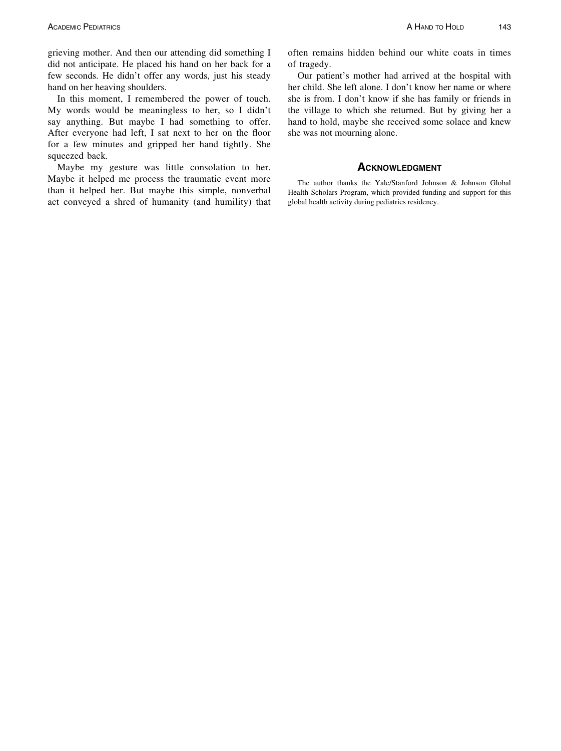grieving mother. And then our attending did something I did not anticipate. He placed his hand on her back for a few seconds. He didn't offer any words, just his steady hand on her heaving shoulders.

In this moment, I remembered the power of touch. My words would be meaningless to her, so I didn't say anything. But maybe I had something to offer. After everyone had left, I sat next to her on the floor for a few minutes and gripped her hand tightly. She squeezed back.

Maybe my gesture was little consolation to her. Maybe it helped me process the traumatic event more than it helped her. But maybe this simple, nonverbal act conveyed a shred of humanity (and humility) that often remains hidden behind our white coats in times of tragedy.

Our patient's mother had arrived at the hospital with her child. She left alone. I don't know her name or where she is from. I don't know if she has family or friends in the village to which she returned. But by giving her a hand to hold, maybe she received some solace and knew she was not mourning alone.

## Acknowledgment

The author thanks the Yale/Stanford Johnson & Johnson Global Health Scholars Program, which provided funding and support for this global health activity during pediatrics residency.